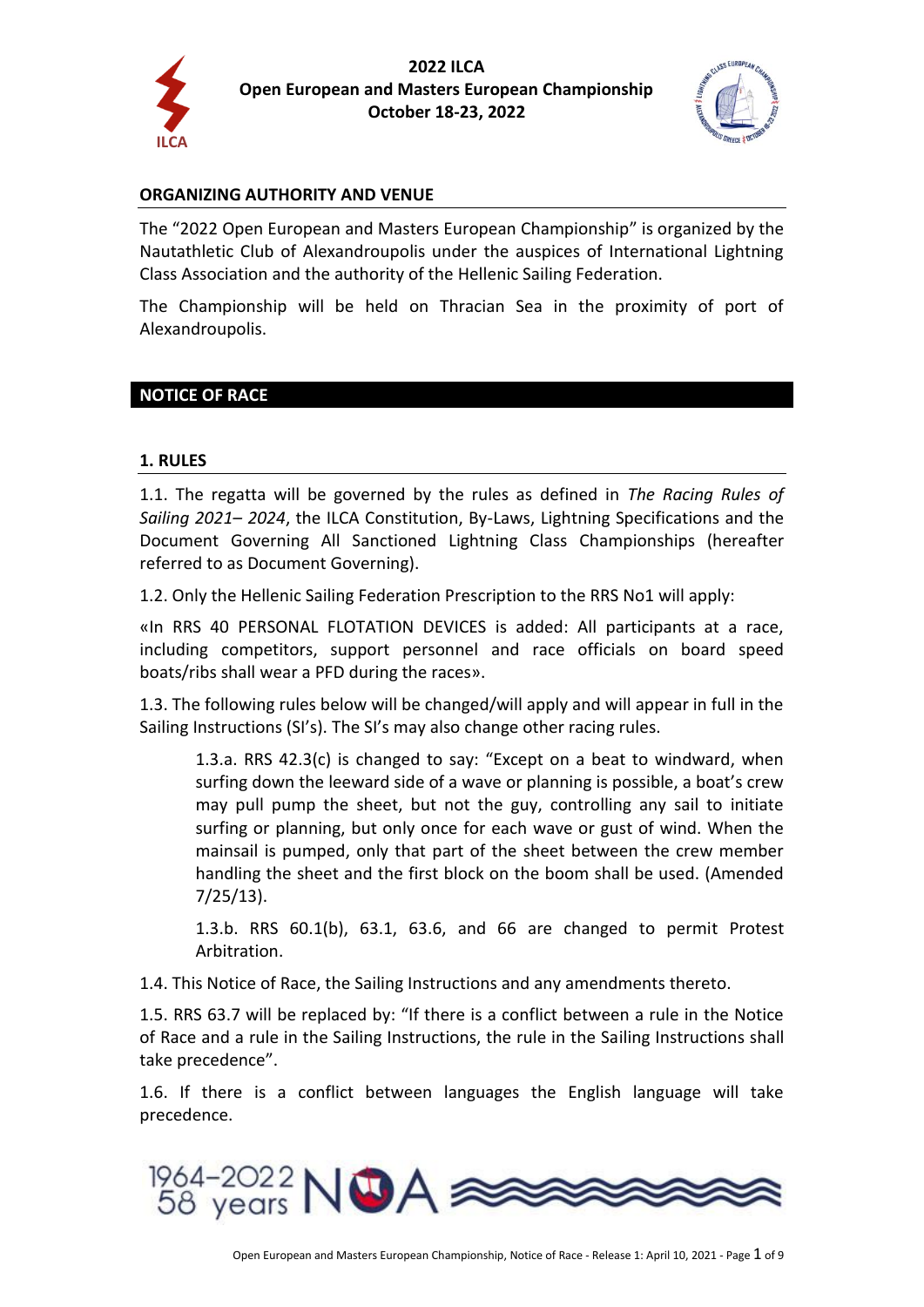**2022 ILCA**
**Open European and Masters European Championship**
**October 18-23, 2022**

## ORGANIZING AUTHORITY AND VENUE

The "2022 Open European and Masters European Championship" is organized by the Nautathletic Club of Alexandroupolis under the auspices of International Lightning Class Association and the authority of the Hellenic Sailing Federation.

The Championship will be held on Thracian Sea in the proximity of port of Alexandroupolis.

## NOTICE OF RACE

### 1. RULES

1.1. The regatta will be governed by the rules as defined in *The Racing Rules of Sailing 2021– 2024*, the ILCA Constitution, By-Laws, Lightning Specifications and the Document Governing All Sanctioned Lightning Class Championships (hereafter referred to as Document Governing).

1.2. Only the Hellenic Sailing Federation Prescription to the RRS No1 will apply:

«In RRS 40 PERSONAL FLOTATION DEVICES is added: All participants at a race, including competitors, support personnel and race officials on board speed boats/ribs shall wear a PFD during the races».

1.3. The following rules below will be changed/will apply and will appear in full in the Sailing Instructions (SI's). The SI's may also change other racing rules.

> 1.3.a. RRS 42.3(c) is changed to say: "Except on a beat to windward, when surfing down the leeward side of a wave or planning is possible, a boat's crew may pull pump the sheet, but not the guy, controlling any sail to initiate surfing or planning, but only once for each wave or gust of wind. When the mainsail is pumped, only that part of the sheet between the crew member handling the sheet and the first block on the boom shall be used. (Amended 7/25/13).
>
> 1.3.b. RRS 60.1(b), 63.1, 63.6, and 66 are changed to permit Protest Arbitration.

1.4. This Notice of Race, the Sailing Instructions and any amendments thereto.

1.5. RRS 63.7 will be replaced by: "If there is a conflict between a rule in the Notice of Race and a rule in the Sailing Instructions, the rule in the Sailing Instructions shall take precedence".

1.6. If there is a conflict between languages the English language will take precedence.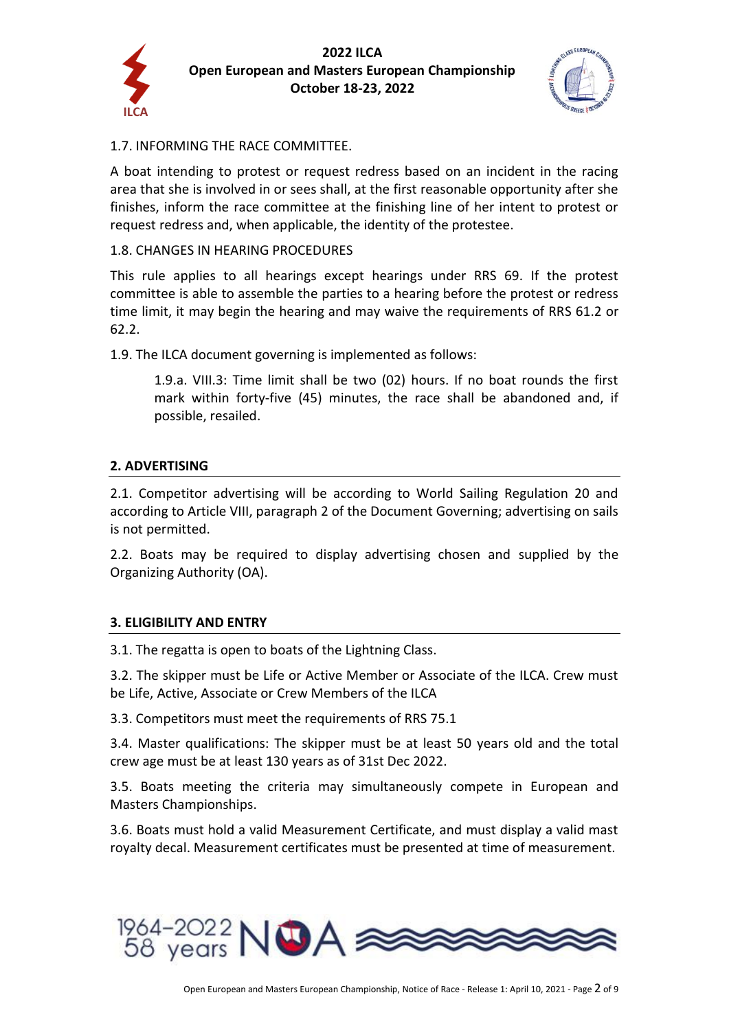1.7. INFORMING THE RACE COMMITTEE.

A boat intending to protest or request redress based on an incident in the racing area that she is involved in or sees shall, at the first reasonable opportunity after she finishes, inform the race committee at the finishing line of her intent to protest or request redress and, when applicable, the identity of the protestee.

1.8. CHANGES IN HEARING PROCEDURES

This rule applies to all hearings except hearings under RRS 69. If the protest committee is able to assemble the parties to a hearing before the protest or redress time limit, it may begin the hearing and may waive the requirements of RRS 61.2 or 62.2.

1.9. The ILCA document governing is implemented as follows:

> 1.9.a. VIII.3: Time limit shall be two (02) hours. If no boat rounds the first mark within forty-five (45) minutes, the race shall be abandoned and, if possible, resailed.

## 2. ADVERTISING

2.1. Competitor advertising will be according to World Sailing Regulation 20 and according to Article VIII, paragraph 2 of the Document Governing; advertising on sails is not permitted.

2.2. Boats may be required to display advertising chosen and supplied by the Organizing Authority (OA).

## 3. ELIGIBILITY AND ENTRY

3.1. The regatta is open to boats of the Lightning Class.

3.2. The skipper must be Life or Active Member or Associate of the ILCA. Crew must be Life, Active, Associate or Crew Members of the ILCA

3.3. Competitors must meet the requirements of RRS 75.1

3.4. Master qualifications: The skipper must be at least 50 years old and the total crew age must be at least 130 years as of 31st Dec 2022.

3.5. Boats meeting the criteria may simultaneously compete in European and Masters Championships.

3.6. Boats must hold a valid Measurement Certificate, and must display a valid mast royalty decal. Measurement certificates must be presented at time of measurement.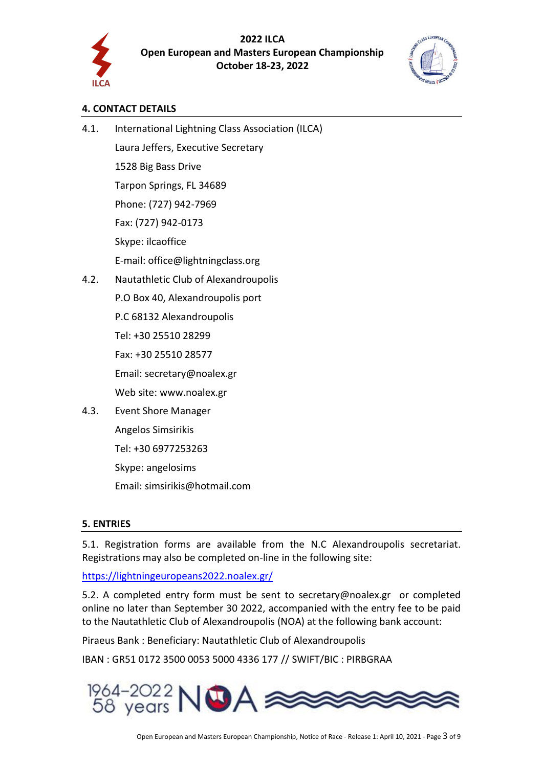## 4. CONTACT DETAILS

4.1. International Lightning Class Association (ILCA)

Laura Jeffers, Executive Secretary

1528 Big Bass Drive

Tarpon Springs, FL 34689

Phone: (727) 942-7969

Fax: (727) 942-0173

Skype: ilcaoffice

E-mail: office@lightningclass.org

4.2. Nautathletic Club of Alexandroupolis

P.O Box 40, Alexandroupolis port

P.C 68132 Alexandroupolis

Tel: +30 25510 28299

Fax: +30 25510 28577

Email: secretary@noalex.gr

Web site: www.noalex.gr

4.3. Event Shore Manager

Angelos Simsirikis

Tel: +30 6977253263

Skype: angelosims

Email: simsirikis@hotmail.com

## 5. ENTRIES

5.1. Registration forms are available from the N.C Alexandroupolis secretariat. Registrations may also be completed on-line in the following site:

https://lightningeuropeans2022.noalex.gr/

5.2. A completed entry form must be sent to secretary@noalex.gr or completed online no later than September 30 2022, accompanied with the entry fee to be paid to the Nautathletic Club of Alexandroupolis (NOA) at the following bank account:

Piraeus Bank : Beneficiary: Nautathletic Club of Alexandroupolis

IBAN : GR51 0172 3500 0053 5000 4336 177 // SWIFT/BIC : PIRBGRAA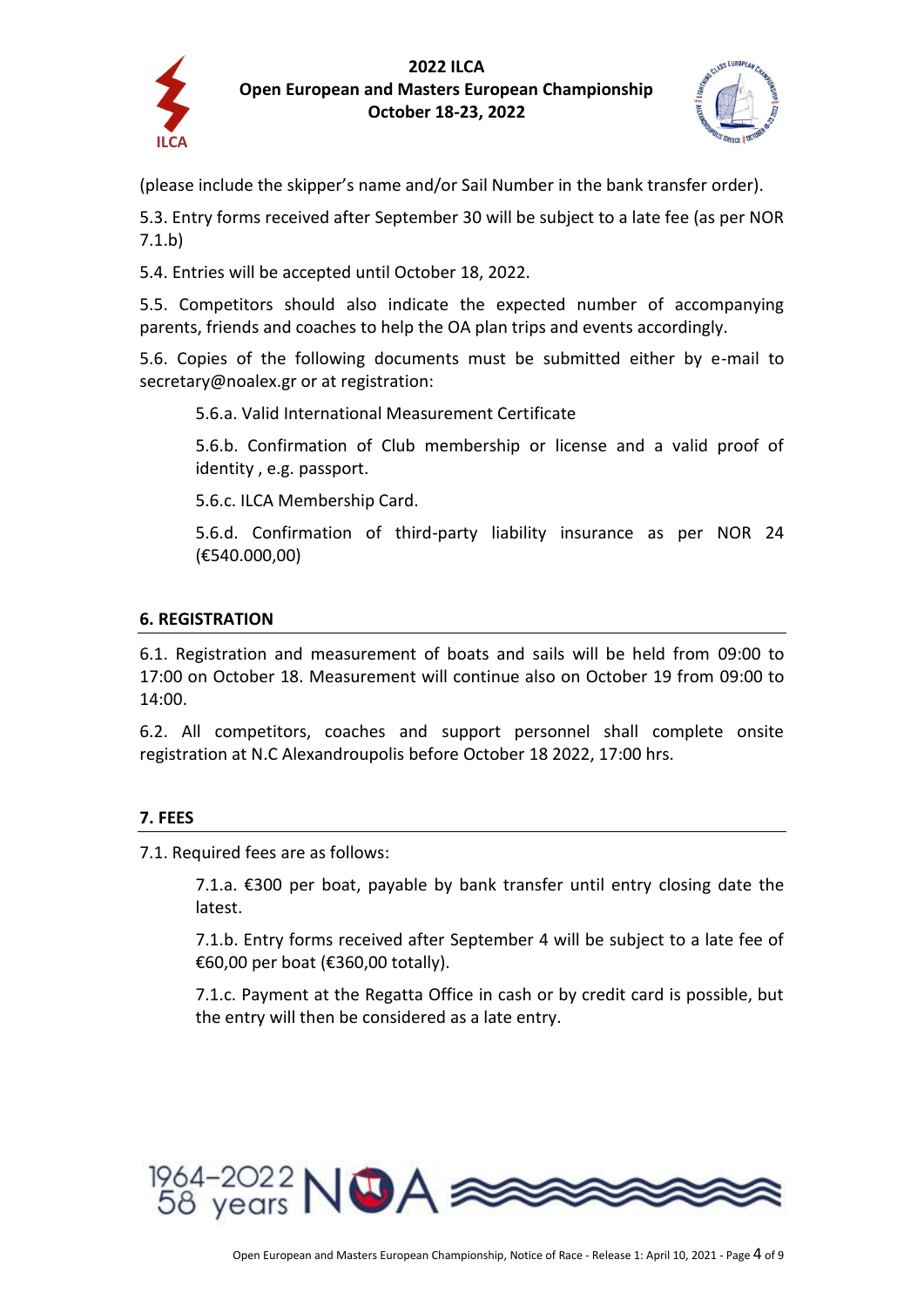(please include the skipper's name and/or Sail Number in the bank transfer order).

5.3. Entry forms received after September 30 will be subject to a late fee (as per NOR 7.1.b)

5.4. Entries will be accepted until October 18, 2022.

5.5. Competitors should also indicate the expected number of accompanying parents, friends and coaches to help the OA plan trips and events accordingly.

5.6. Copies of the following documents must be submitted either by e-mail to secretary@noalex.gr or at registration:

> 5.6.a. Valid International Measurement Certificate
>
> 5.6.b. Confirmation of Club membership or license and a valid proof of identity , e.g. passport.
>
> 5.6.c. ILCA Membership Card.
>
> 5.6.d. Confirmation of third-party liability insurance as per NOR 24 (€540.000,00)

## 6. REGISTRATION

6.1. Registration and measurement of boats and sails will be held from 09:00 to 17:00 on October 18. Measurement will continue also on October 19 from 09:00 to 14:00.

6.2. All competitors, coaches and support personnel shall complete onsite registration at N.C Alexandroupolis before October 18 2022, 17:00 hrs.

## 7. FEES

7.1. Required fees are as follows:

> 7.1.a. €300 per boat, payable by bank transfer until entry closing date the latest.
>
> 7.1.b. Entry forms received after September 4 will be subject to a late fee of €60,00 per boat (€360,00 totally).
>
> 7.1.c. Payment at the Regatta Office in cash or by credit card is possible, but the entry will then be considered as a late entry.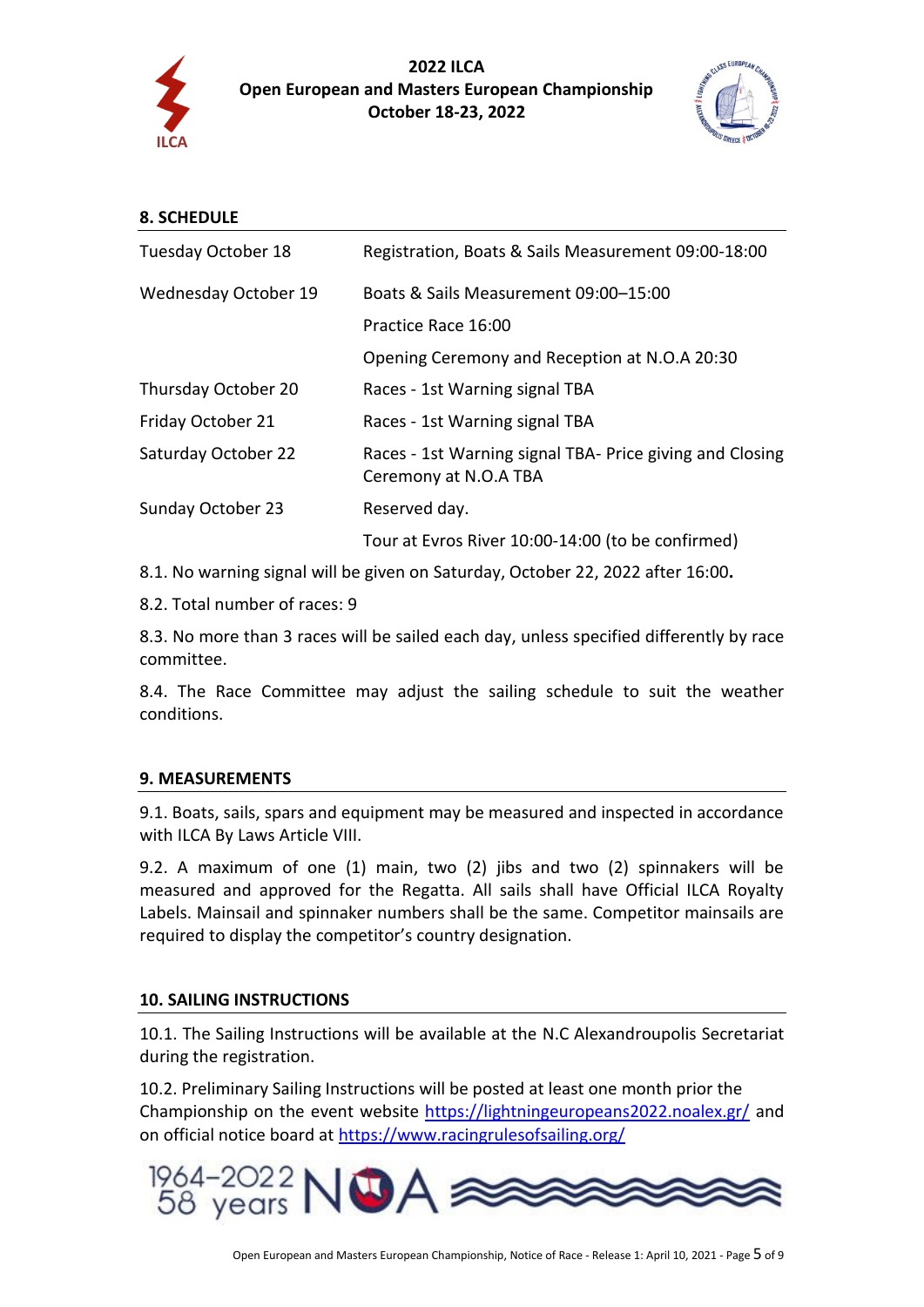## 8. SCHEDULE

| | |
|---|---|
| Tuesday October 18 | Registration, Boats & Sails Measurement 09:00-18:00 |
| Wednesday October 19 | Boats & Sails Measurement 09:00–15:00 |
| | Practice Race 16:00 |
| | Opening Ceremony and Reception at N.O.A 20:30 |
| Thursday October 20 | Races - 1st Warning signal TBA |
| Friday October 21 | Races - 1st Warning signal TBA |
| Saturday October 22 | Races - 1st Warning signal TBA- Price giving and Closing Ceremony at N.O.A TBA |
| Sunday October 23 | Reserved day. |
| | Tour at Evros River 10:00-14:00 (to be confirmed) |

8.1. No warning signal will be given on Saturday, October 22, 2022 after 16:00**.**

8.2. Total number of races: 9

8.3. No more than 3 races will be sailed each day, unless specified differently by race committee.

8.4. The Race Committee may adjust the sailing schedule to suit the weather conditions.

## 9. MEASUREMENTS

9.1. Boats, sails, spars and equipment may be measured and inspected in accordance with ILCA By Laws Article VIII.

9.2. A maximum of one (1) main, two (2) jibs and two (2) spinnakers will be measured and approved for the Regatta. All sails shall have Official ILCA Royalty Labels. Mainsail and spinnaker numbers shall be the same. Competitor mainsails are required to display the competitor's country designation.

## 10. SAILING INSTRUCTIONS

10.1. The Sailing Instructions will be available at the N.C Alexandroupolis Secretariat during the registration.

10.2. Preliminary Sailing Instructions will be posted at least one month prior the Championship on the event website [https://lightningeuropeans2022.noalex.gr/](https://lightningeuropeans2022.noalex.gr/) and on official notice board at [https://www.racingrulesofsailing.org/](https://www.racingrulesofsailing.org/)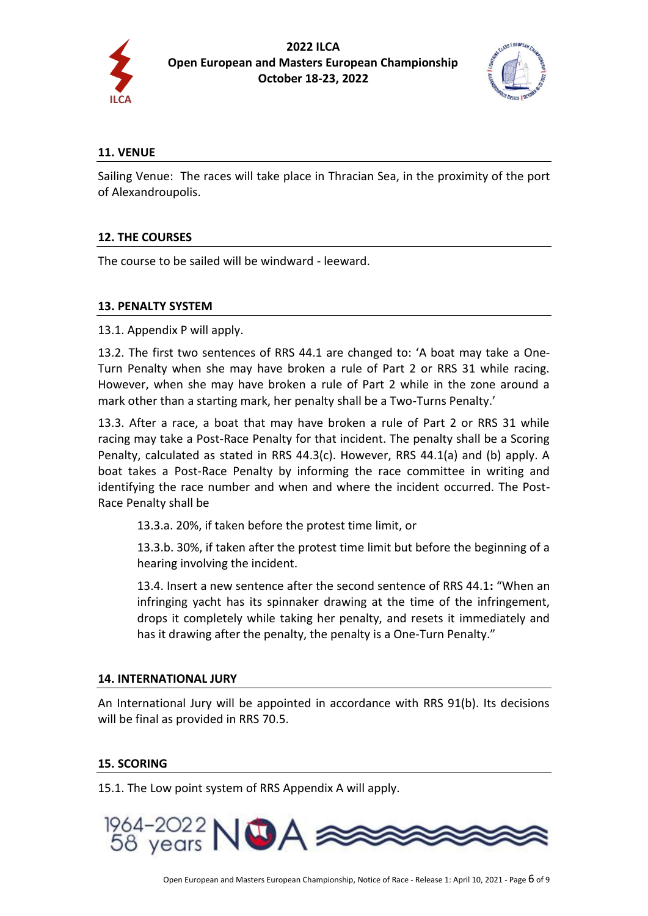## 11. VENUE

Sailing Venue: The races will take place in Thracian Sea, in the proximity of the port of Alexandroupolis.

## 12. THE COURSES

The course to be sailed will be windward - leeward.

## 13. PENALTY SYSTEM

13.1. Appendix P will apply.

13.2. The first two sentences of RRS 44.1 are changed to: 'A boat may take a One-Turn Penalty when she may have broken a rule of Part 2 or RRS 31 while racing. However, when she may have broken a rule of Part 2 while in the zone around a mark other than a starting mark, her penalty shall be a Two-Turns Penalty.'

13.3. After a race, a boat that may have broken a rule of Part 2 or RRS 31 while racing may take a Post-Race Penalty for that incident. The penalty shall be a Scoring Penalty, calculated as stated in RRS 44.3(c). However, RRS 44.1(a) and (b) apply. A boat takes a Post-Race Penalty by informing the race committee in writing and identifying the race number and when and where the incident occurred. The Post-Race Penalty shall be

> 13.3.a. 20%, if taken before the protest time limit, or
>
> 13.3.b. 30%, if taken after the protest time limit but before the beginning of a hearing involving the incident.
>
> 13.4. Insert a new sentence after the second sentence of RRS 44.1**:** "When an infringing yacht has its spinnaker drawing at the time of the infringement, drops it completely while taking her penalty, and resets it immediately and has it drawing after the penalty, the penalty is a One-Turn Penalty."

## 14. INTERNATIONAL JURY

An International Jury will be appointed in accordance with RRS 91(b). Its decisions will be final as provided in RRS 70.5.

## 15. SCORING

15.1. The Low point system of RRS Appendix A will apply.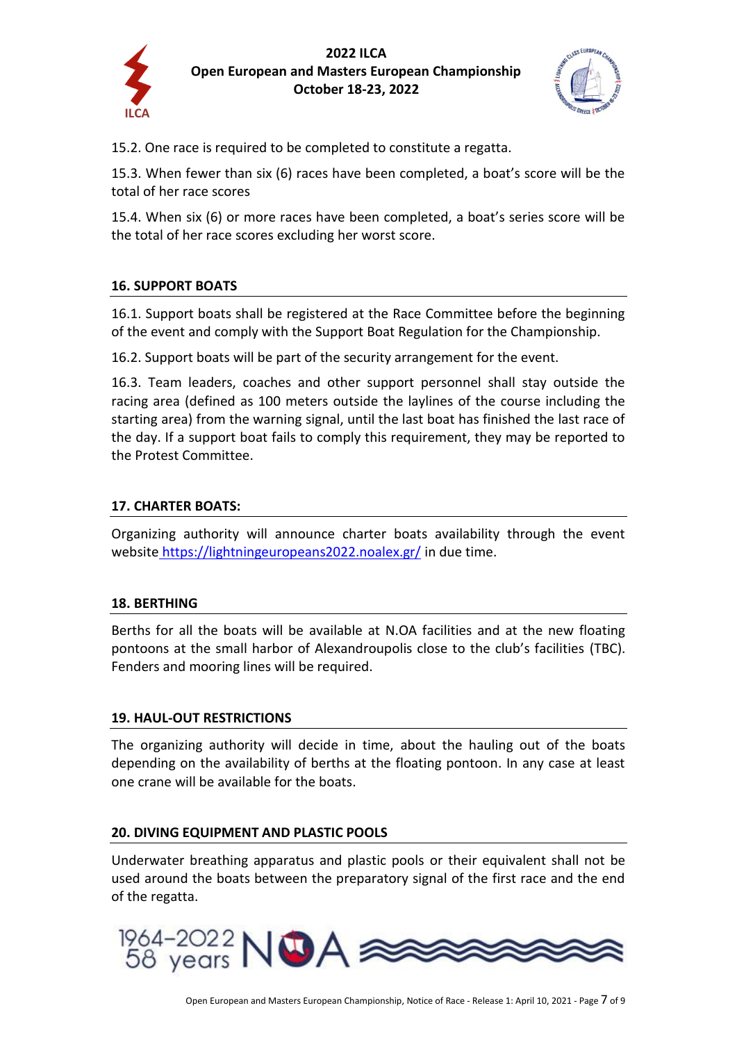15.2. One race is required to be completed to constitute a regatta.

15.3. When fewer than six (6) races have been completed, a boat's score will be the total of her race scores

15.4. When six (6) or more races have been completed, a boat's series score will be the total of her race scores excluding her worst score.

## 16. SUPPORT BOATS

16.1. Support boats shall be registered at the Race Committee before the beginning of the event and comply with the Support Boat Regulation for the Championship.

16.2. Support boats will be part of the security arrangement for the event.

16.3. Team leaders, coaches and other support personnel shall stay outside the racing area (defined as 100 meters outside the laylines of the course including the starting area) from the warning signal, until the last boat has finished the last race of the day. If a support boat fails to comply this requirement, they may be reported to the Protest Committee.

## 17. CHARTER BOATS:

Organizing authority will announce charter boats availability through the event website https://lightningeuropeans2022.noalex.gr/ in due time.

## 18. BERTHING

Berths for all the boats will be available at N.OA facilities and at the new floating pontoons at the small harbor of Alexandroupolis close to the club's facilities (TBC). Fenders and mooring lines will be required.

## 19. HAUL-OUT RESTRICTIONS

The organizing authority will decide in time, about the hauling out of the boats depending on the availability of berths at the floating pontoon. In any case at least one crane will be available for the boats.

## 20. DIVING EQUIPMENT AND PLASTIC POOLS

Underwater breathing apparatus and plastic pools or their equivalent shall not be used around the boats between the preparatory signal of the first race and the end of the regatta.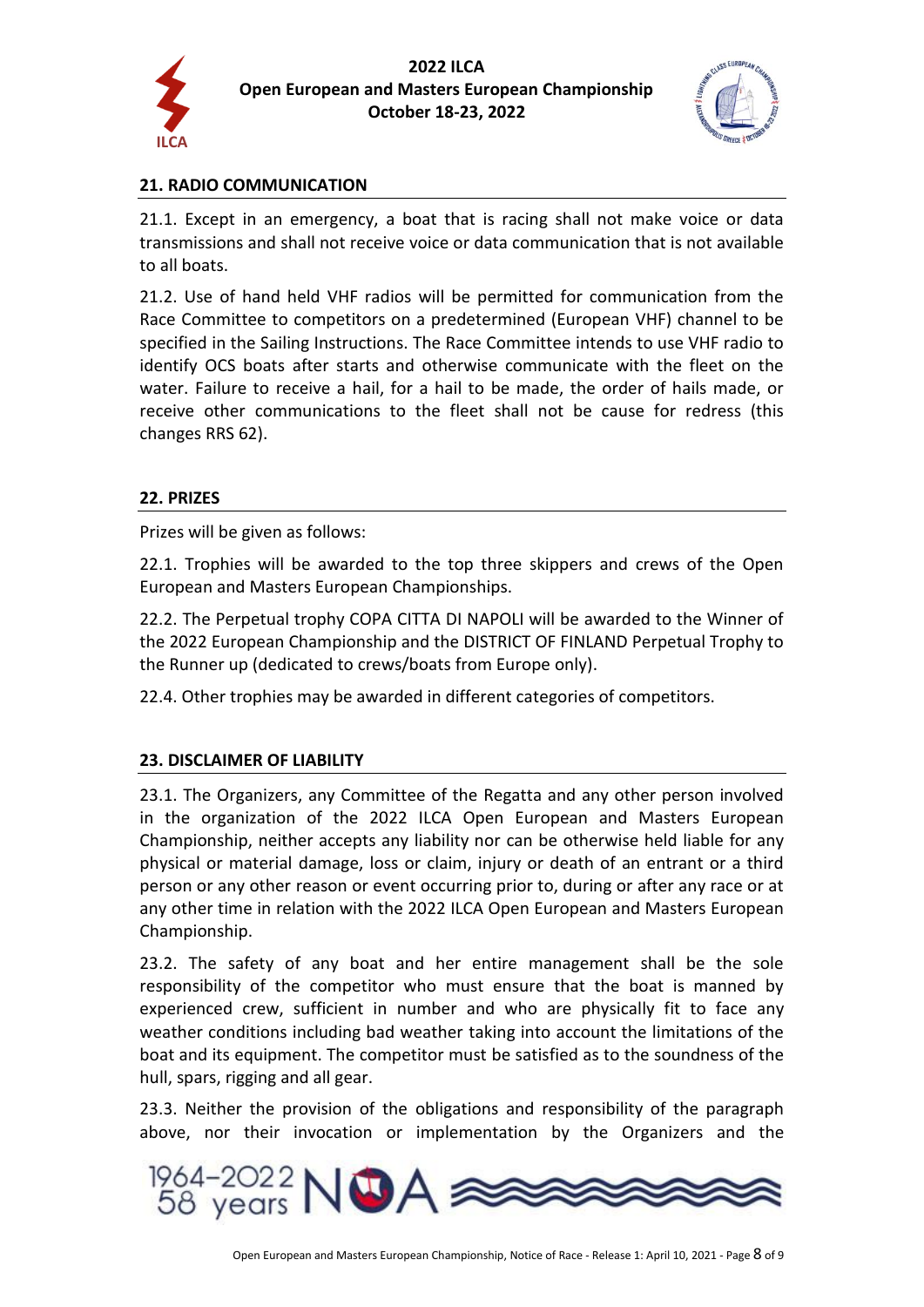## 21. RADIO COMMUNICATION

21.1. Except in an emergency, a boat that is racing shall not make voice or data transmissions and shall not receive voice or data communication that is not available to all boats.

21.2. Use of hand held VHF radios will be permitted for communication from the Race Committee to competitors on a predetermined (European VHF) channel to be specified in the Sailing Instructions. The Race Committee intends to use VHF radio to identify OCS boats after starts and otherwise communicate with the fleet on the water. Failure to receive a hail, for a hail to be made, the order of hails made, or receive other communications to the fleet shall not be cause for redress (this changes RRS 62).

## 22. PRIZES

Prizes will be given as follows:

22.1. Trophies will be awarded to the top three skippers and crews of the Open European and Masters European Championships.

22.2. The Perpetual trophy COPA CITTA DI NAPOLI will be awarded to the Winner of the 2022 European Championship and the DISTRICT OF FINLAND Perpetual Trophy to the Runner up (dedicated to crews/boats from Europe only).

22.4. Other trophies may be awarded in different categories of competitors.

## 23. DISCLAIMER OF LIABILITY

23.1. The Organizers, any Committee of the Regatta and any other person involved in the organization of the 2022 ILCA Open European and Masters European Championship, neither accepts any liability nor can be otherwise held liable for any physical or material damage, loss or claim, injury or death of an entrant or a third person or any other reason or event occurring prior to, during or after any race or at any other time in relation with the 2022 ILCA Open European and Masters European Championship.

23.2. The safety of any boat and her entire management shall be the sole responsibility of the competitor who must ensure that the boat is manned by experienced crew, sufficient in number and who are physically fit to face any weather conditions including bad weather taking into account the limitations of the boat and its equipment. The competitor must be satisfied as to the soundness of the hull, spars, rigging and all gear.

23.3. Neither the provision of the obligations and responsibility of the paragraph above, nor their invocation or implementation by the Organizers and the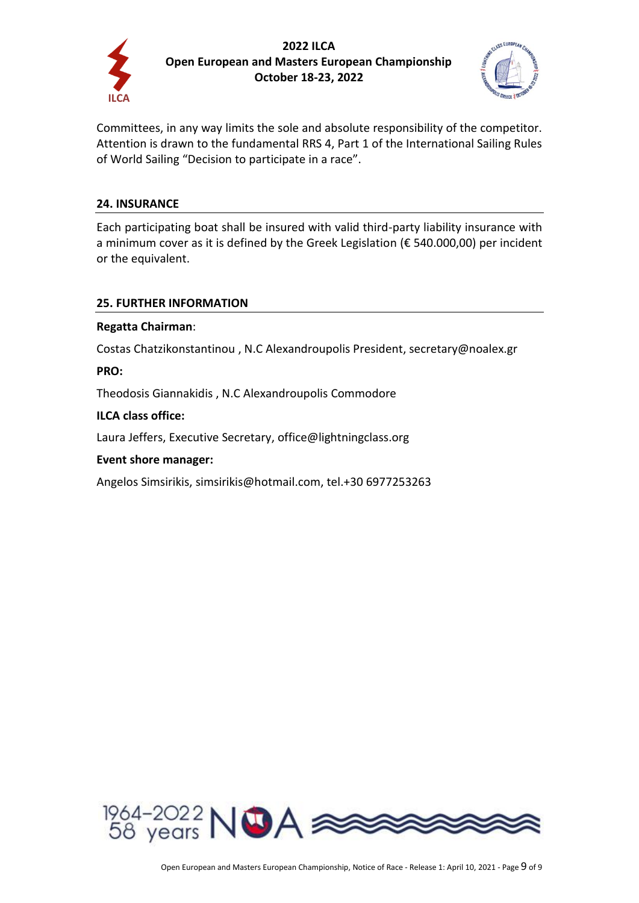Committees, in any way limits the sole and absolute responsibility of the competitor. Attention is drawn to the fundamental RRS 4, Part 1 of the International Sailing Rules of World Sailing “Decision to participate in a race”.

## 24. INSURANCE

Each participating boat shall be insured with valid third-party liability insurance with a minimum cover as it is defined by the Greek Legislation (€ 540.000,00) per incident or the equivalent.

## 25. FURTHER INFORMATION

**Regatta Chairman**:

Costas Chatzikonstantinou , N.C Alexandroupolis President, secretary@noalex.gr

**PRO:**

Theodosis Giannakidis , N.C Alexandroupolis Commodore

**ILCA class office:**

Laura Jeffers, Executive Secretary, office@lightningclass.org

**Event shore manager:**

Angelos Simsirikis, simsirikis@hotmail.com, tel.+30 6977253263